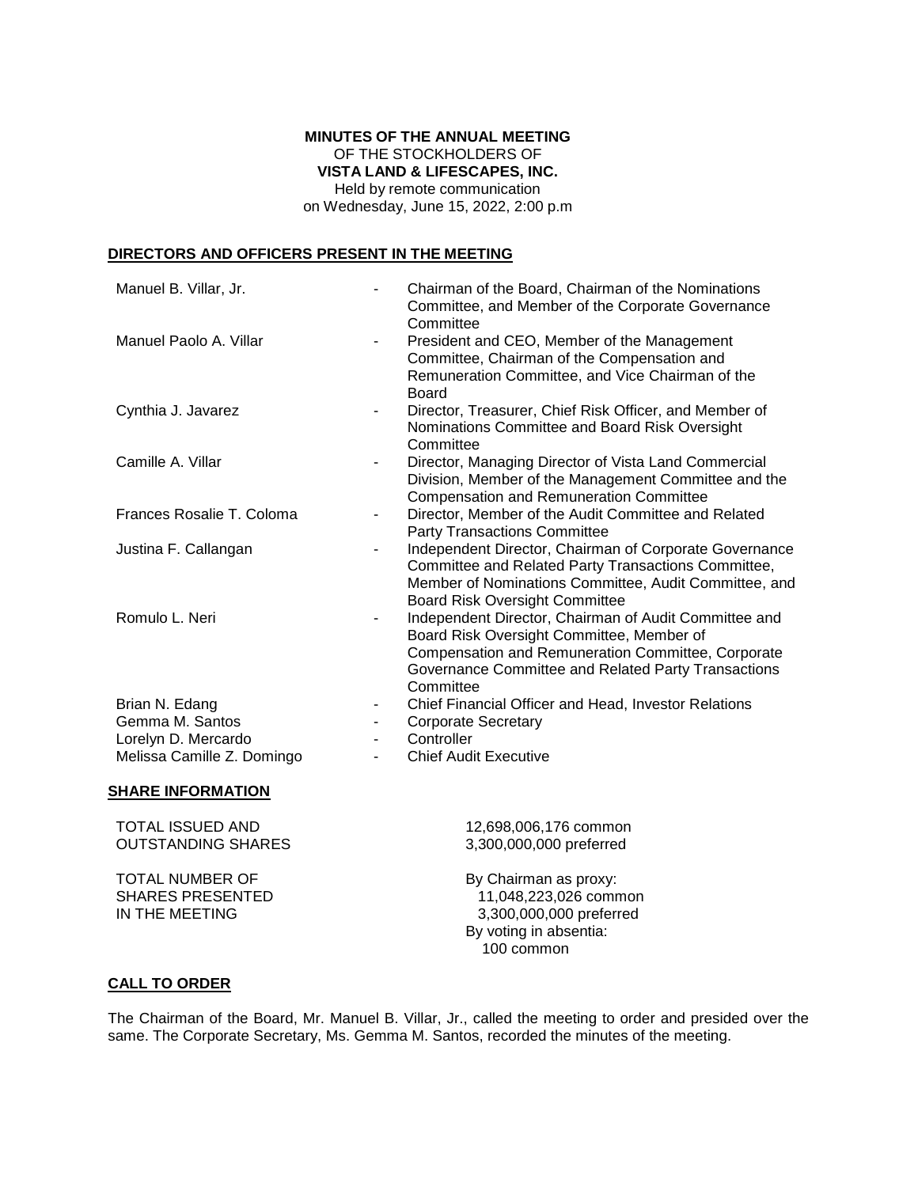**MINUTES OF THE ANNUAL MEETING**
OF THE STOCKHOLDERS OF
**VISTA LAND & LIFESCAPES, INC.**
Held by remote communication
on Wednesday, June 15, 2022, 2:00 p.m

## DIRECTORS AND OFFICERS PRESENT IN THE MEETING

| | | |
|---|---|---|
| Manuel B. Villar, Jr. | - | Chairman of the Board, Chairman of the Nominations Committee, and Member of the Corporate Governance Committee |
| Manuel Paolo A. Villar | - | President and CEO, Member of the Management Committee, Chairman of the Compensation and Remuneration Committee, and Vice Chairman of the Board |
| Cynthia J. Javarez | - | Director, Treasurer, Chief Risk Officer, and Member of Nominations Committee and Board Risk Oversight Committee |
| Camille A. Villar | - | Director, Managing Director of Vista Land Commercial Division, Member of the Management Committee and the Compensation and Remuneration Committee |
| Frances Rosalie T. Coloma | - | Director, Member of the Audit Committee and Related Party Transactions Committee |
| Justina F. Callangan | - | Independent Director, Chairman of Corporate Governance Committee and Related Party Transactions Committee, Member of Nominations Committee, Audit Committee, and Board Risk Oversight Committee |
| Romulo L. Neri | - | Independent Director, Chairman of Audit Committee and Board Risk Oversight Committee, Member of Compensation and Remuneration Committee, Corporate Governance Committee and Related Party Transactions Committee |
| Brian N. Edang | - | Chief Financial Officer and Head, Investor Relations |
| Gemma M. Santos | - | Corporate Secretary |
| Lorelyn D. Mercardo | - | Controller |
| Melissa Camille Z. Domingo | - | Chief Audit Executive |

## SHARE INFORMATION

| | |
|---|---|
| TOTAL ISSUED AND OUTSTANDING SHARES | 12,698,006,176 common<br>3,300,000,000 preferred |
| TOTAL NUMBER OF SHARES PRESENTED IN THE MEETING | By Chairman as proxy:<br>11,048,223,026 common<br>3,300,000,000 preferred<br>By voting in absentia:<br>100 common |

## CALL TO ORDER

The Chairman of the Board, Mr. Manuel B. Villar, Jr., called the meeting to order and presided over the same. The Corporate Secretary, Ms. Gemma M. Santos, recorded the minutes of the meeting.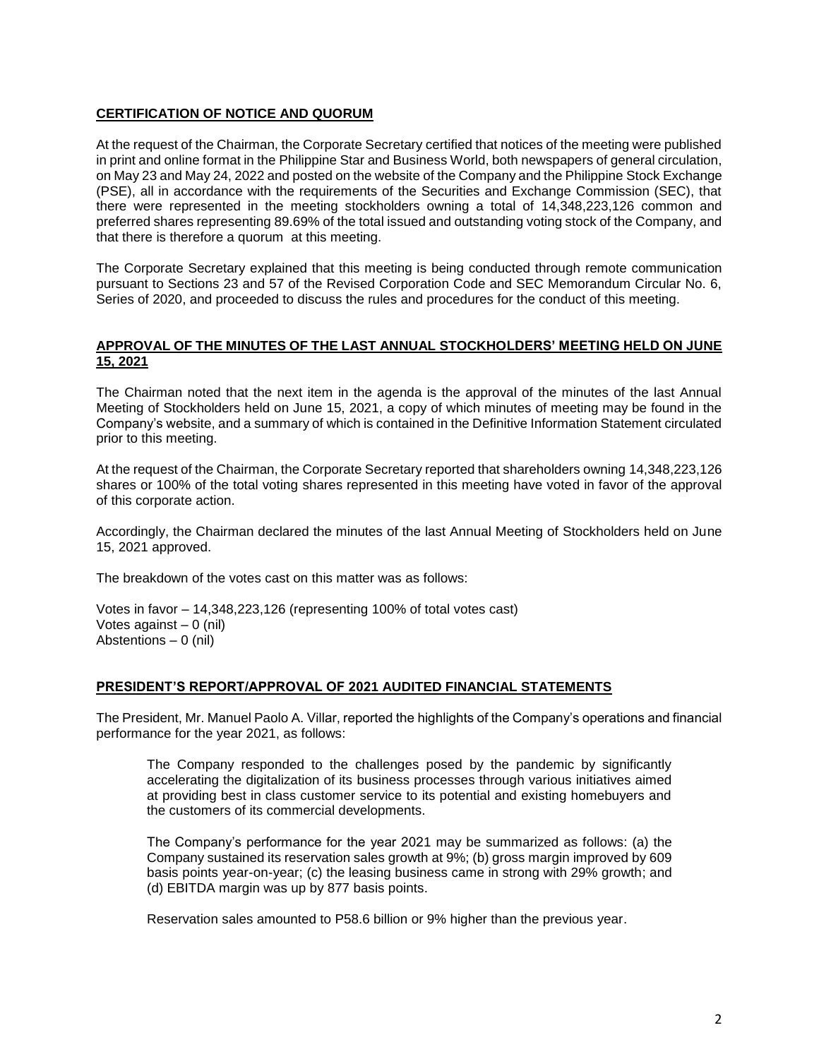## CERTIFICATION OF NOTICE AND QUORUM

At the request of the Chairman, the Corporate Secretary certified that notices of the meeting were published in print and online format in the Philippine Star and Business World, both newspapers of general circulation, on May 23 and May 24, 2022 and posted on the website of the Company and the Philippine Stock Exchange (PSE), all in accordance with the requirements of the Securities and Exchange Commission (SEC), that there were represented in the meeting stockholders owning a total of 14,348,223,126 common and preferred shares representing 89.69% of the total issued and outstanding voting stock of the Company, and that there is therefore a quorum at this meeting.

The Corporate Secretary explained that this meeting is being conducted through remote communication pursuant to Sections 23 and 57 of the Revised Corporation Code and SEC Memorandum Circular No. 6, Series of 2020, and proceeded to discuss the rules and procedures for the conduct of this meeting.

## APPROVAL OF THE MINUTES OF THE LAST ANNUAL STOCKHOLDERS' MEETING HELD ON JUNE 15, 2021

The Chairman noted that the next item in the agenda is the approval of the minutes of the last Annual Meeting of Stockholders held on June 15, 2021, a copy of which minutes of meeting may be found in the Company's website, and a summary of which is contained in the Definitive Information Statement circulated prior to this meeting.

At the request of the Chairman, the Corporate Secretary reported that shareholders owning 14,348,223,126 shares or 100% of the total voting shares represented in this meeting have voted in favor of the approval of this corporate action.

Accordingly, the Chairman declared the minutes of the last Annual Meeting of Stockholders held on June 15, 2021 approved.

The breakdown of the votes cast on this matter was as follows:

Votes in favor – 14,348,223,126 (representing 100% of total votes cast)
Votes against – 0 (nil)
Abstentions – 0 (nil)

## PRESIDENT'S REPORT/APPROVAL OF 2021 AUDITED FINANCIAL STATEMENTS

The President, Mr. Manuel Paolo A. Villar, reported the highlights of the Company's operations and financial performance for the year 2021, as follows:

> The Company responded to the challenges posed by the pandemic by significantly accelerating the digitalization of its business processes through various initiatives aimed at providing best in class customer service to its potential and existing homebuyers and the customers of its commercial developments.
>
> The Company's performance for the year 2021 may be summarized as follows: (a) the Company sustained its reservation sales growth at 9%; (b) gross margin improved by 609 basis points year-on-year; (c) the leasing business came in strong with 29% growth; and (d) EBITDA margin was up by 877 basis points.
>
> Reservation sales amounted to P58.6 billion or 9% higher than the previous year.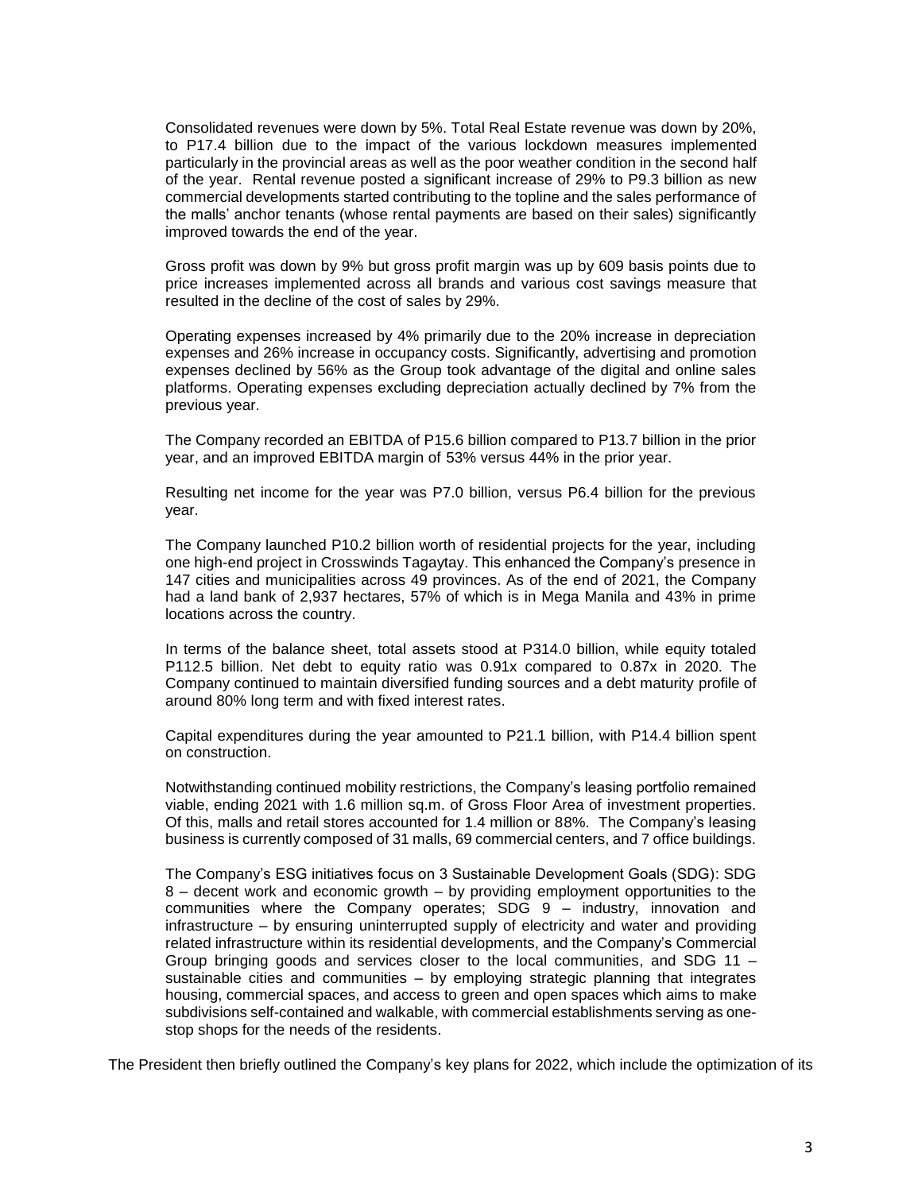Consolidated revenues were down by 5%. Total Real Estate revenue was down by 20%, to P17.4 billion due to the impact of the various lockdown measures implemented particularly in the provincial areas as well as the poor weather condition in the second half of the year. Rental revenue posted a significant increase of 29% to P9.3 billion as new commercial developments started contributing to the topline and the sales performance of the malls' anchor tenants (whose rental payments are based on their sales) significantly improved towards the end of the year.

Gross profit was down by 9% but gross profit margin was up by 609 basis points due to price increases implemented across all brands and various cost savings measure that resulted in the decline of the cost of sales by 29%.

Operating expenses increased by 4% primarily due to the 20% increase in depreciation expenses and 26% increase in occupancy costs. Significantly, advertising and promotion expenses declined by 56% as the Group took advantage of the digital and online sales platforms. Operating expenses excluding depreciation actually declined by 7% from the previous year.

The Company recorded an EBITDA of P15.6 billion compared to P13.7 billion in the prior year, and an improved EBITDA margin of 53% versus 44% in the prior year.

Resulting net income for the year was P7.0 billion, versus P6.4 billion for the previous year.

The Company launched P10.2 billion worth of residential projects for the year, including one high-end project in Crosswinds Tagaytay. This enhanced the Company's presence in 147 cities and municipalities across 49 provinces. As of the end of 2021, the Company had a land bank of 2,937 hectares, 57% of which is in Mega Manila and 43% in prime locations across the country.

In terms of the balance sheet, total assets stood at P314.0 billion, while equity totaled P112.5 billion. Net debt to equity ratio was 0.91x compared to 0.87x in 2020. The Company continued to maintain diversified funding sources and a debt maturity profile of around 80% long term and with fixed interest rates.

Capital expenditures during the year amounted to P21.1 billion, with P14.4 billion spent on construction.

Notwithstanding continued mobility restrictions, the Company's leasing portfolio remained viable, ending 2021 with 1.6 million sq.m. of Gross Floor Area of investment properties. Of this, malls and retail stores accounted for 1.4 million or 88%. The Company's leasing business is currently composed of 31 malls, 69 commercial centers, and 7 office buildings.

The Company's ESG initiatives focus on 3 Sustainable Development Goals (SDG): SDG 8 – decent work and economic growth – by providing employment opportunities to the communities where the Company operates; SDG 9 – industry, innovation and infrastructure – by ensuring uninterrupted supply of electricity and water and providing related infrastructure within its residential developments, and the Company's Commercial Group bringing goods and services closer to the local communities, and SDG 11 – sustainable cities and communities – by employing strategic planning that integrates housing, commercial spaces, and access to green and open spaces which aims to make subdivisions self-contained and walkable, with commercial establishments serving as one-stop shops for the needs of the residents.

The President then briefly outlined the Company's key plans for 2022, which include the optimization of its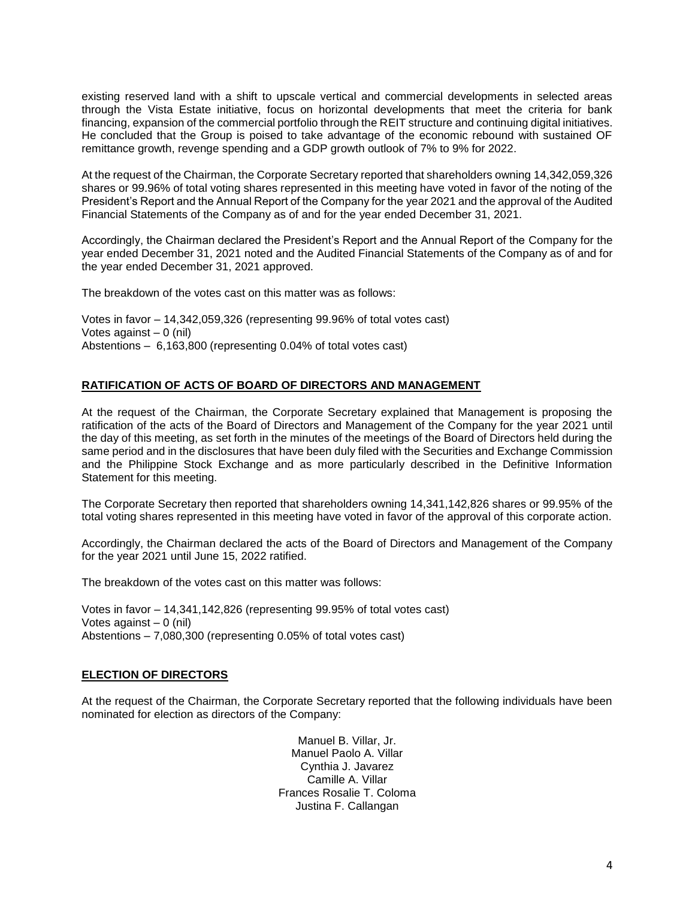existing reserved land with a shift to upscale vertical and commercial developments in selected areas through the Vista Estate initiative, focus on horizontal developments that meet the criteria for bank financing, expansion of the commercial portfolio through the REIT structure and continuing digital initiatives. He concluded that the Group is poised to take advantage of the economic rebound with sustained OF remittance growth, revenge spending and a GDP growth outlook of 7% to 9% for 2022.

At the request of the Chairman, the Corporate Secretary reported that shareholders owning 14,342,059,326 shares or 99.96% of total voting shares represented in this meeting have voted in favor of the noting of the President's Report and the Annual Report of the Company for the year 2021 and the approval of the Audited Financial Statements of the Company as of and for the year ended December 31, 2021.

Accordingly, the Chairman declared the President's Report and the Annual Report of the Company for the year ended December 31, 2021 noted and the Audited Financial Statements of the Company as of and for the year ended December 31, 2021 approved.

The breakdown of the votes cast on this matter was as follows:

Votes in favor – 14,342,059,326 (representing 99.96% of total votes cast)
Votes against – 0 (nil)
Abstentions – 6,163,800 (representing 0.04% of total votes cast)

## RATIFICATION OF ACTS OF BOARD OF DIRECTORS AND MANAGEMENT

At the request of the Chairman, the Corporate Secretary explained that Management is proposing the ratification of the acts of the Board of Directors and Management of the Company for the year 2021 until the day of this meeting, as set forth in the minutes of the meetings of the Board of Directors held during the same period and in the disclosures that have been duly filed with the Securities and Exchange Commission and the Philippine Stock Exchange and as more particularly described in the Definitive Information Statement for this meeting.

The Corporate Secretary then reported that shareholders owning 14,341,142,826 shares or 99.95% of the total voting shares represented in this meeting have voted in favor of the approval of this corporate action.

Accordingly, the Chairman declared the acts of the Board of Directors and Management of the Company for the year 2021 until June 15, 2022 ratified.

The breakdown of the votes cast on this matter was follows:

Votes in favor – 14,341,142,826 (representing 99.95% of total votes cast)
Votes against – 0 (nil)
Abstentions – 7,080,300 (representing 0.05% of total votes cast)

## ELECTION OF DIRECTORS

At the request of the Chairman, the Corporate Secretary reported that the following individuals have been nominated for election as directors of the Company:

Manuel B. Villar, Jr.
Manuel Paolo A. Villar
Cynthia J. Javarez
Camille A. Villar
Frances Rosalie T. Coloma
Justina F. Callangan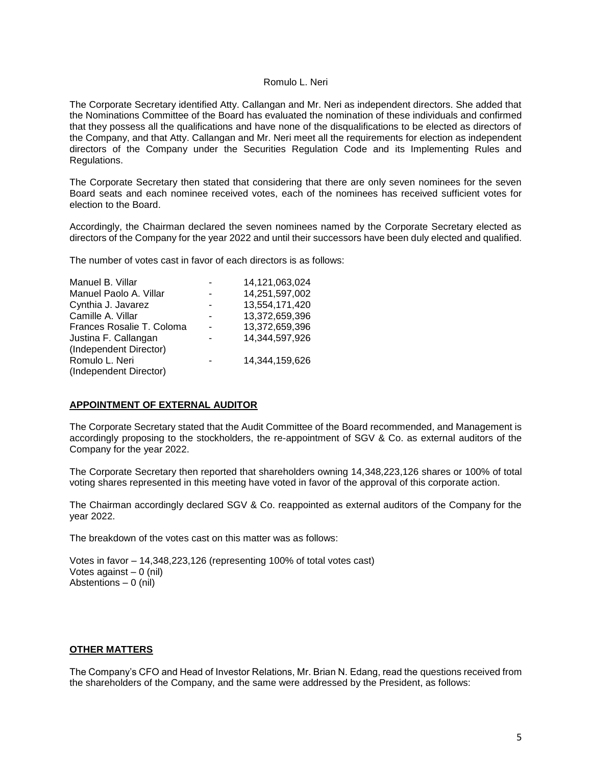Romulo L. Neri

The Corporate Secretary identified Atty. Callangan and Mr. Neri as independent directors. She added that the Nominations Committee of the Board has evaluated the nomination of these individuals and confirmed that they possess all the qualifications and have none of the disqualifications to be elected as directors of the Company, and that Atty. Callangan and Mr. Neri meet all the requirements for election as independent directors of the Company under the Securities Regulation Code and its Implementing Rules and Regulations.

The Corporate Secretary then stated that considering that there are only seven nominees for the seven Board seats and each nominee received votes, each of the nominees has received sufficient votes for election to the Board.

Accordingly, the Chairman declared the seven nominees named by the Corporate Secretary elected as directors of the Company for the year 2022 and until their successors have been duly elected and qualified.

The number of votes cast in favor of each directors is as follows:

| | | |
|---|---|---|
| Manuel B. Villar | - | 14,121,063,024 |
| Manuel Paolo A. Villar | - | 14,251,597,002 |
| Cynthia J. Javarez | - | 13,554,171,420 |
| Camille A. Villar | - | 13,372,659,396 |
| Frances Rosalie T. Coloma | - | 13,372,659,396 |
| Justina F. Callangan (Independent Director) | - | 14,344,597,926 |
| Romulo L. Neri (Independent Director) | - | 14,344,159,626 |

## APPOINTMENT OF EXTERNAL AUDITOR

The Corporate Secretary stated that the Audit Committee of the Board recommended, and Management is accordingly proposing to the stockholders, the re-appointment of SGV & Co. as external auditors of the Company for the year 2022.

The Corporate Secretary then reported that shareholders owning 14,348,223,126 shares or 100% of total voting shares represented in this meeting have voted in favor of the approval of this corporate action.

The Chairman accordingly declared SGV & Co. reappointed as external auditors of the Company for the year 2022.

The breakdown of the votes cast on this matter was as follows:

Votes in favor – 14,348,223,126 (representing 100% of total votes cast)
Votes against – 0 (nil)
Abstentions – 0 (nil)

## OTHER MATTERS

The Company's CFO and Head of Investor Relations, Mr. Brian N. Edang, read the questions received from the shareholders of the Company, and the same were addressed by the President, as follows: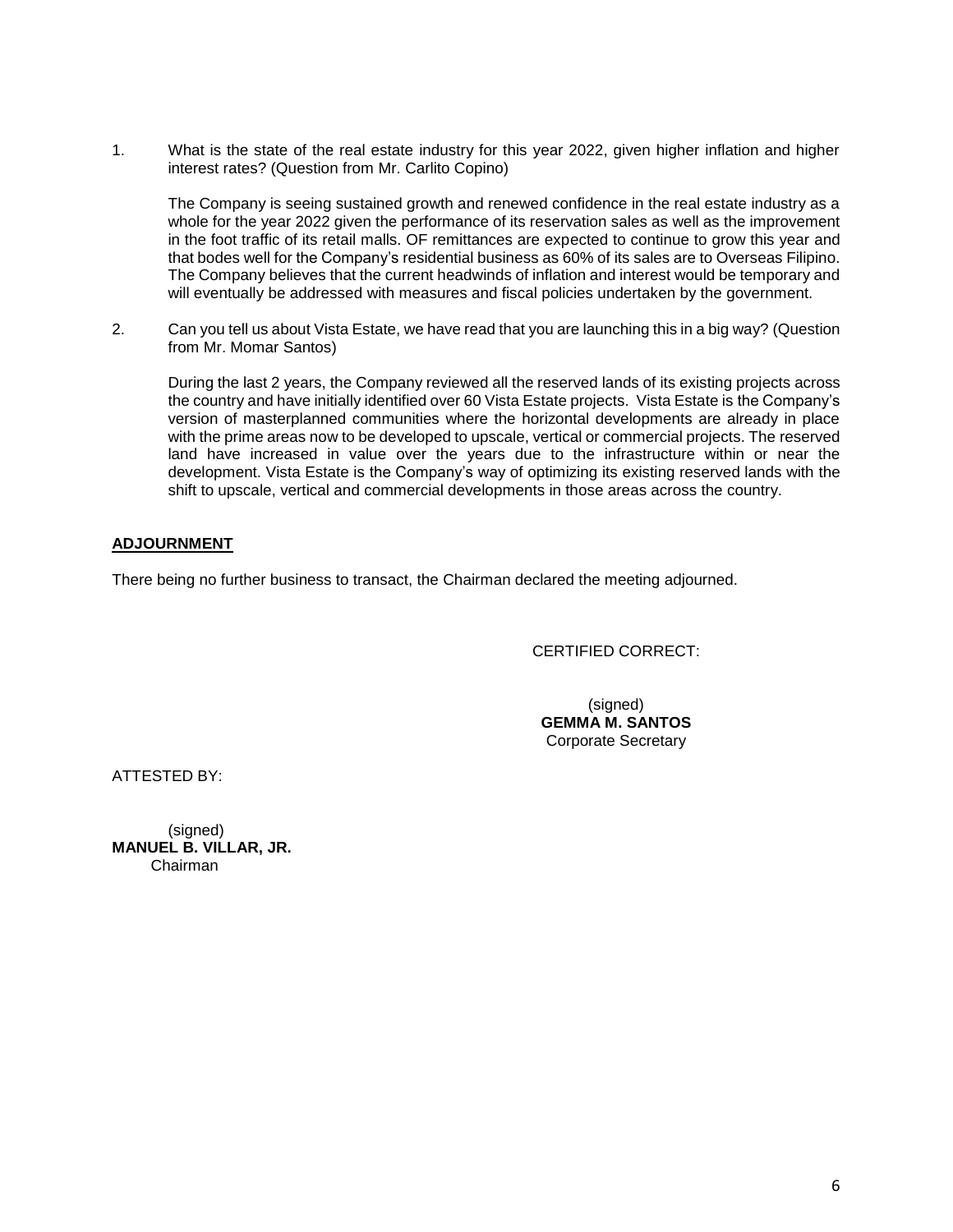1. What is the state of the real estate industry for this year 2022, given higher inflation and higher interest rates? (Question from Mr. Carlito Copino)

   The Company is seeing sustained growth and renewed confidence in the real estate industry as a whole for the year 2022 given the performance of its reservation sales as well as the improvement in the foot traffic of its retail malls. OF remittances are expected to continue to grow this year and that bodes well for the Company's residential business as 60% of its sales are to Overseas Filipino. The Company believes that the current headwinds of inflation and interest would be temporary and will eventually be addressed with measures and fiscal policies undertaken by the government.

2. Can you tell us about Vista Estate, we have read that you are launching this in a big way? (Question from Mr. Momar Santos)

   During the last 2 years, the Company reviewed all the reserved lands of its existing projects across the country and have initially identified over 60 Vista Estate projects. Vista Estate is the Company's version of masterplanned communities where the horizontal developments are already in place with the prime areas now to be developed to upscale, vertical or commercial projects. The reserved land have increased in value over the years due to the infrastructure within or near the development. Vista Estate is the Company's way of optimizing its existing reserved lands with the shift to upscale, vertical and commercial developments in those areas across the country.

## ADJOURNMENT

There being no further business to transact, the Chairman declared the meeting adjourned.

CERTIFIED CORRECT:

(signed)
**GEMMA M. SANTOS**
Corporate Secretary

ATTESTED BY:

(signed)
**MANUEL B. VILLAR, JR.**
Chairman